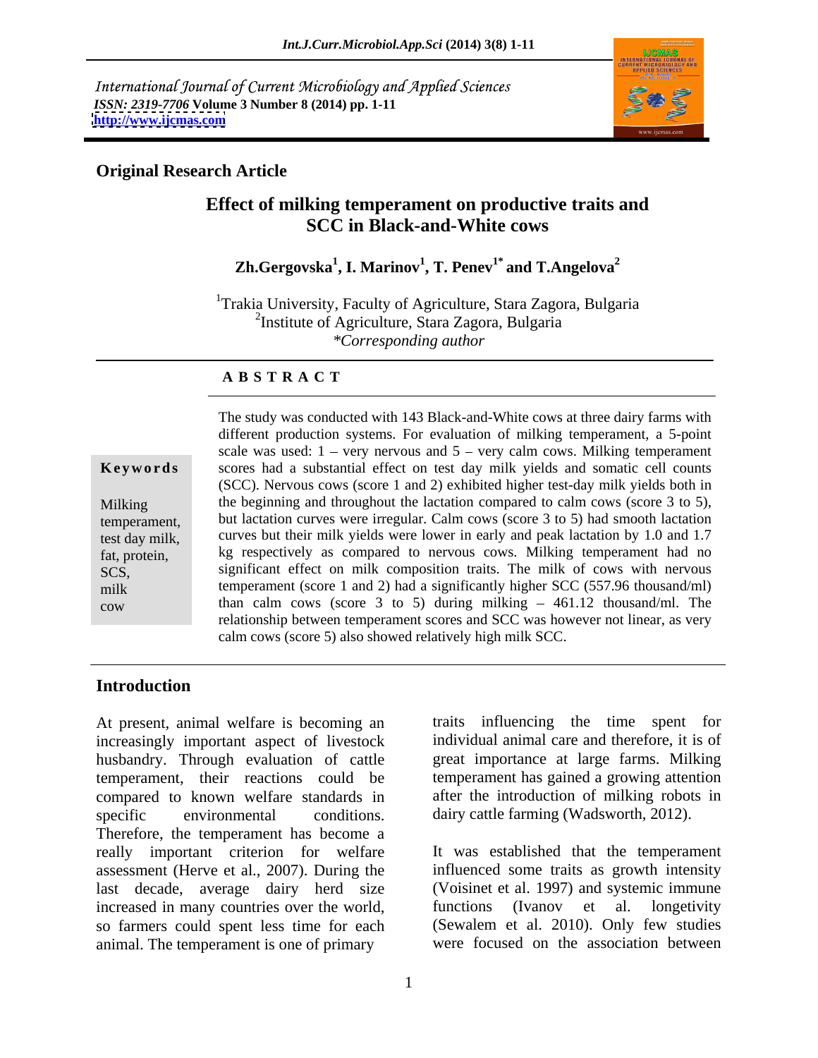International Journal of Current Microbiology and Applied Sciences
*ISSN: 2319-7706* **Volume 3 Number 8 (2014) pp. 1-11**
**http://www.ijcmas.com**

**Original Research Article**

# Effect of milking temperament on productive traits and SCC in Black-and-White cows

**Zh.Gergovska[1], I. Marinov[1], T. Penev[1*] and T.Angelova[2]**

[1]Trakia University, Faculty of Agriculture, Stara Zagora, Bulgaria
[2]Institute of Agriculture, Stara Zagora, Bulgaria
*\*Corresponding author*

## ABSTRACT

**Keywords**

Milking temperament, test day milk, fat, protein, SCS, milk cow

The study was conducted with 143 Black-and-White cows at three dairy farms with different production systems. For evaluation of milking temperament, a 5-point scale was used: 1 – very nervous and 5 – very calm cows. Milking temperament scores had a substantial effect on test day milk yields and somatic cell counts (SCC). Nervous cows (score 1 and 2) exhibited higher test-day milk yields both in the beginning and throughout the lactation compared to calm cows (score 3 to 5), but lactation curves were irregular. Calm cows (score 3 to 5) had smooth lactation curves but their milk yields were lower in early and peak lactation by 1.0 and 1.7 kg respectively as compared to nervous cows. Milking temperament had no significant effect on milk composition traits. The milk of cows with nervous temperament (score 1 and 2) had a significantly higher SCC (557.96 thousand/ml) than calm cows (score 3 to 5) during milking – 461.12 thousand/ml. The relationship between temperament scores and SCC was however not linear, as very calm cows (score 5) also showed relatively high milk SCC.

## Introduction

At present, animal welfare is becoming an increasingly important aspect of livestock husbandry. Through evaluation of cattle temperament, their reactions could be compared to known welfare standards in specific environmental conditions. Therefore, the temperament has become a really important criterion for welfare assessment (Herve et al., 2007). During the last decade, average dairy herd size increased in many countries over the world, so farmers could spent less time for each animal. The temperament is one of primary traits influencing the time spent for individual animal care and therefore, it is of great importance at large farms. Milking temperament has gained a growing attention after the introduction of milking robots in dairy cattle farming (Wadsworth, 2012).

It was established that the temperament influenced some traits as growth intensity (Voisinet et al. 1997) and systemic immune functions (Ivanov et al. longevity (Sewalem et al. 2010). Only few studies were focused on the association between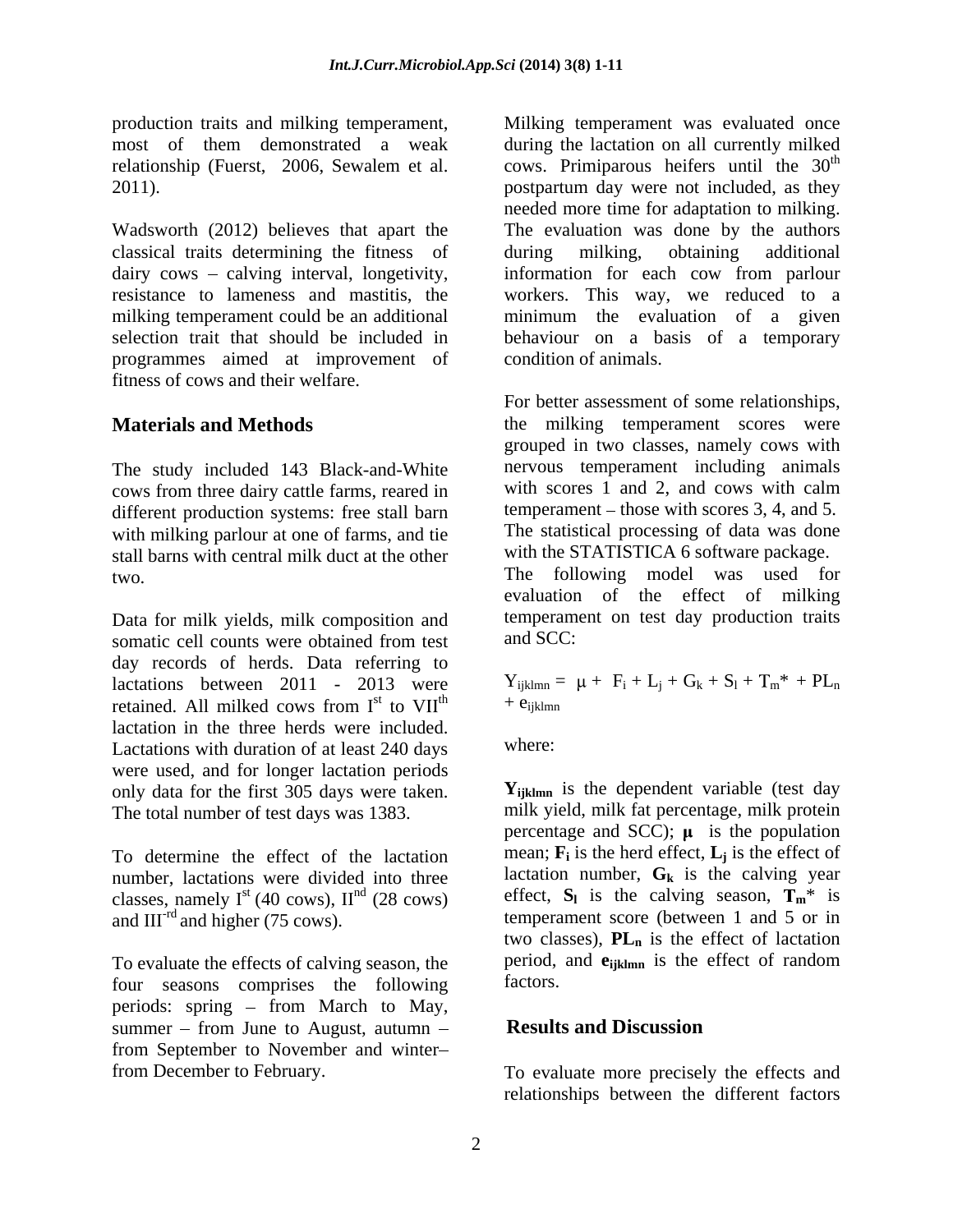production traits and milking temperament, most of them demonstrated a weak relationship (Fuerst, 2006, Sewalem et al. 2011).

Wadsworth (2012) believes that apart the classical traits determining the fitness of dairy cows – calving interval, longetivity, resistance to lameness and mastitis, the milking temperament could be an additional selection trait that should be included in programmes aimed at improvement of fitness of cows and their welfare.

## Materials and Methods

The study included 143 Black-and-White cows from three dairy cattle farms, reared in different production systems: free stall barn with milking parlour at one of farms, and tie stall barns with central milk duct at the other two.

Data for milk yields, milk composition and somatic cell counts were obtained from test day records of herds. Data referring to lactations between 2011 - 2013 were retained. All milked cows from I[st] to VII[th] lactation in the three herds were included. Lactations with duration of at least 240 days were used, and for longer lactation periods only data for the first 305 days were taken. The total number of test days was 1383.

To determine the effect of the lactation number, lactations were divided into three classes, namely I[st] (40 cows), II[nd] (28 cows) and III[-rd] and higher (75 cows).

To evaluate the effects of calving season, the four seasons comprises the following periods: spring – from March to May, summer – from June to August, autumn – from September to November and winter– from December to February.

Milking temperament was evaluated once during the lactation on all currently milked cows. Primiparous heifers until the 30[th] postpartum day were not included, as they needed more time for adaptation to milking. The evaluation was done by the authors during milking, obtaining additional information for each cow from parlour workers. This way, we reduced to a minimum the evaluation of a given behaviour on a basis of a temporary condition of animals.

For better assessment of some relationships, the milking temperament scores were grouped in two classes, namely cows with nervous temperament including animals with scores 1 and 2, and cows with calm temperament – those with scores 3, 4, and 5. The statistical processing of data was done with the STATISTICA 6 software package. The following model was used for evaluation of the effect of milking temperament on test day production traits and SCC:

$$Y_{ijklmn} = \mu + F_i + L_j + G_k + S_l + T_m^* + PL_n + e_{ijklmn}$$

where:

$\mathbf{Y_{ijklmn}}$ is the dependent variable (test day milk yield, milk fat percentage, milk protein percentage and SCC); $\boldsymbol{\mu}$ is the population mean; $\mathbf{F_i}$ is the herd effect, $\mathbf{L_j}$ is the effect of lactation number, $\mathbf{G_k}$ is the calving year effect, $\mathbf{S_l}$ is the calving season, $\mathbf{T_m}^*$ is temperament score (between 1 and 5 or in two classes), $\mathbf{PL_n}$ is the effect of lactation period, and $\mathbf{e_{ijklmn}}$ is the effect of random factors.

## Results and Discussion

To evaluate more precisely the effects and relationships between the different factors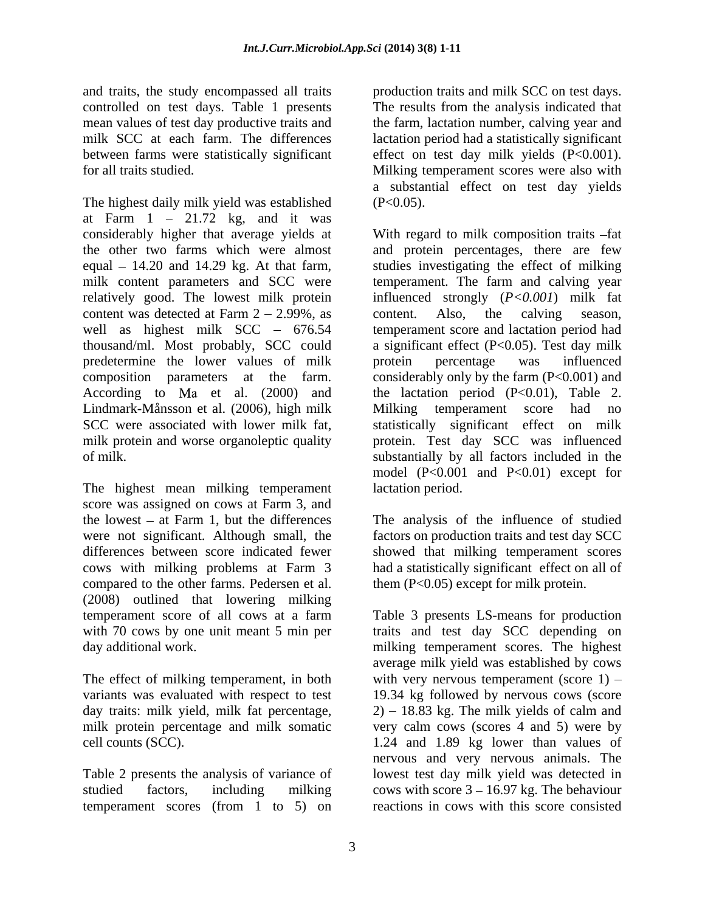and traits, the study encompassed all traits controlled on test days. Table 1 presents mean values of test day productive traits and milk SCC at each farm. The differences between farms were statistically significant for all traits studied.

The highest daily milk yield was established at Farm 1 – 21.72 kg, and it was considerably higher that average yields at the other two farms which were almost equal – 14.20 and 14.29 kg. At that farm, milk content parameters and SCC were relatively good. The lowest milk protein content was detected at Farm 2 – 2.99%, as well as highest milk SCC – 676.54 thousand/ml. Most probably, SCC could predetermine the lower values of milk composition parameters at the farm. According to Ma et al. (2000) and Lindmark-Månsson et al. (2006), high milk SCC were associated with lower milk fat, milk protein and worse organoleptic quality of milk.

The highest mean milking temperament score was assigned on cows at Farm 3, and the lowest – at Farm 1, but the differences were not significant. Although small, the differences between score indicated fewer cows with milking problems at Farm 3 compared to the other farms. Pedersen et al. (2008) outlined that lowering milking temperament score of all cows at a farm with 70 cows by one unit meant 5 min per day additional work.

The effect of milking temperament, in both variants was evaluated with respect to test day traits: milk yield, milk fat percentage, milk protein percentage and milk somatic cell counts (SCC).

Table 2 presents the analysis of variance of studied factors, including milking temperament scores (from 1 to 5) on production traits and milk SCC on test days. The results from the analysis indicated that the farm, lactation number, calving year and lactation period had a statistically significant effect on test day milk yields ($P<0.001$). Milking temperament scores were also with a substantial effect on test day yields ($P<0.05$).

With regard to milk composition traits –fat and protein percentages, there are few studies investigating the effect of milking temperament. The farm and calving year influenced strongly ($P<0.001$) milk fat content. Also, the calving season, temperament score and lactation period had a significant effect ($P<0.05$). Test day milk protein percentage was influenced considerably only by the farm ($P<0.001$) and the lactation period ($P<0.01$), Table 2. Milking temperament score had no statistically significant effect on milk protein. Test day SCC was influenced substantially by all factors included in the model ($P<0.001$ and $P<0.01$) except for lactation period.

The analysis of the influence of studied factors on production traits and test day SCC showed that milking temperament scores had a statistically significant effect on all of them ($P<0.05$) except for milk protein.

Table 3 presents LS-means for production traits and test day SCC depending on milking temperament scores. The highest average milk yield was established by cows with very nervous temperament (score 1) – 19.34 kg followed by nervous cows (score 2) – 18.83 kg. The milk yields of calm and very calm cows (scores 4 and 5) were by 1.24 and 1.89 kg lower than values of nervous and very nervous animals. The lowest test day milk yield was detected in cows with score 3 – 16.97 kg. The behaviour reactions in cows with this score consisted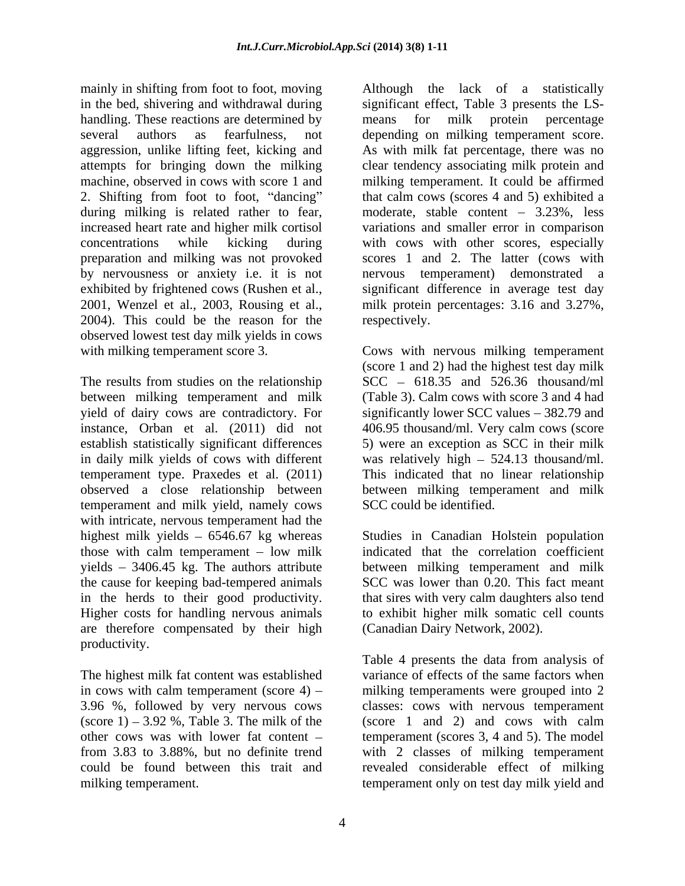mainly in shifting from foot to foot, moving in the bed, shivering and withdrawal during handling. These reactions are determined by several authors as fearfulness, not aggression, unlike lifting feet, kicking and attempts for bringing down the milking machine, observed in cows with score 1 and 2. Shifting from foot to foot, "dancing" during milking is related rather to fear, increased heart rate and higher milk cortisol concentrations while kicking during preparation and milking was not provoked by nervousness or anxiety i.e. it is not exhibited by frightened cows (Rushen et al., 2001, Wenzel et al., 2003, Rousing et al., 2004). This could be the reason for the observed lowest test day milk yields in cows with milking temperament score 3.

The results from studies on the relationship between milking temperament and milk yield of dairy cows are contradictory. For instance, Orban et al. (2011) did not establish statistically significant differences in daily milk yields of cows with different temperament type. Praxedes et al. (2011) observed a close relationship between temperament and milk yield, namely cows with intricate, nervous temperament had the highest milk yields – 6546.67 kg whereas those with calm temperament – low milk yields – 3406.45 kg. The authors attribute the cause for keeping bad-tempered animals in the herds to their good productivity. Higher costs for handling nervous animals are therefore compensated by their high productivity.

The highest milk fat content was established in cows with calm temperament (score 4) – 3.96 %, followed by very nervous cows (score 1) – 3.92 %, Table 3. The milk of the other cows was with lower fat content – from 3.83 to 3.88%, but no definite trend could be found between this trait and milking temperament.

Although the lack of a statistically significant effect, Table 3 presents the LS-means for milk protein percentage depending on milking temperament score. As with milk fat percentage, there was no clear tendency associating milk protein and milking temperament. It could be affirmed that calm cows (scores 4 and 5) exhibited a moderate, stable content – 3.23%, less variations and smaller error in comparison with cows with other scores, especially scores 1 and 2. The latter (cows with nervous temperament) demonstrated a significant difference in average test day milk protein percentages: 3.16 and 3.27%, respectively.

Cows with nervous milking temperament (score 1 and 2) had the highest test day milk SCC – 618.35 and 526.36 thousand/ml (Table 3). Calm cows with score 3 and 4 had significantly lower SCC values – 382.79 and 406.95 thousand/ml. Very calm cows (score 5) were an exception as SCC in their milk was relatively high – 524.13 thousand/ml. This indicated that no linear relationship between milking temperament and milk SCC could be identified.

Studies in Canadian Holstein population indicated that the correlation coefficient between milking temperament and milk SCC was lower than 0.20. This fact meant that sires with very calm daughters also tend to exhibit higher milk somatic cell counts (Canadian Dairy Network, 2002).

Table 4 presents the data from analysis of variance of effects of the same factors when milking temperaments were grouped into 2 classes: cows with nervous temperament (score 1 and 2) and cows with calm temperament (scores 3, 4 and 5). The model with 2 classes of milking temperament revealed considerable effect of milking temperament only on test day milk yield and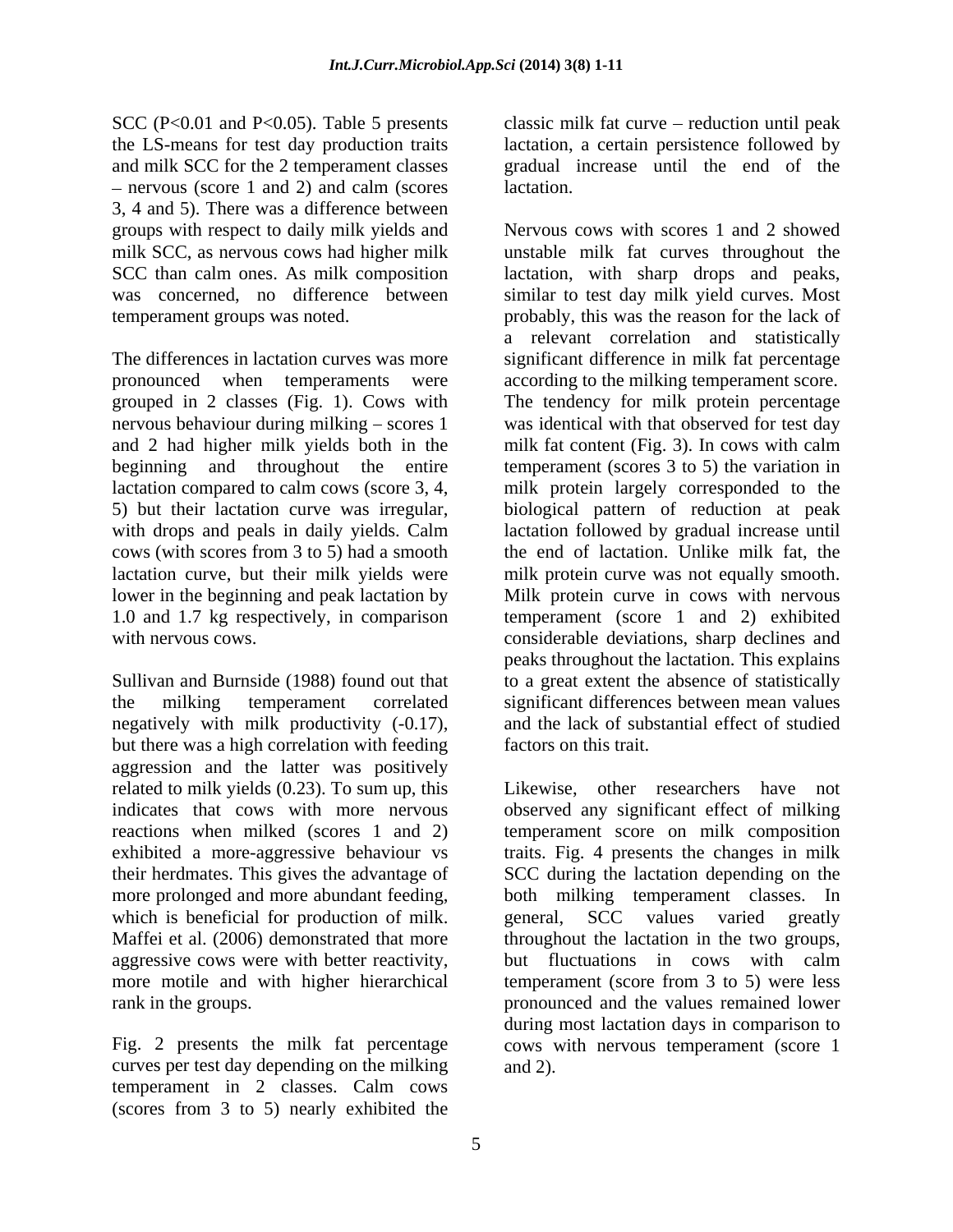SCC ($P<0.01$ and $P<0.05$). Table 5 presents the LS-means for test day production traits and milk SCC for the 2 temperament classes – nervous (score 1 and 2) and calm (scores 3, 4 and 5). There was a difference between groups with respect to daily milk yields and milk SCC, as nervous cows had higher milk SCC than calm ones. As milk composition was concerned, no difference between temperament groups was noted.

The differences in lactation curves was more pronounced when temperaments were grouped in 2 classes (Fig. 1). Cows with nervous behaviour during milking – scores 1 and 2 had higher milk yields both in the beginning and throughout the entire lactation compared to calm cows (score 3, 4, 5) but their lactation curve was irregular, with drops and peals in daily yields. Calm cows (with scores from 3 to 5) had a smooth lactation curve, but their milk yields were lower in the beginning and peak lactation by 1.0 and 1.7 kg respectively, in comparison with nervous cows.

Sullivan and Burnside (1988) found out that the milking temperament correlated negatively with milk productivity (-0.17), but there was a high correlation with feeding aggression and the latter was positively related to milk yields (0.23). To sum up, this indicates that cows with more nervous reactions when milked (scores 1 and 2) exhibited a more-aggressive behaviour vs their herdmates. This gives the advantage of more prolonged and more abundant feeding, which is beneficial for production of milk. Maffei et al. (2006) demonstrated that more aggressive cows were with better reactivity, more motile and with higher hierarchical rank in the groups.

Fig. 2 presents the milk fat percentage curves per test day depending on the milking temperament in 2 classes. Calm cows (scores from 3 to 5) nearly exhibited the classic milk fat curve – reduction until peak lactation, a certain persistence followed by gradual increase until the end of the lactation.

Nervous cows with scores 1 and 2 showed unstable milk fat curves throughout the lactation, with sharp drops and peaks, similar to test day milk yield curves. Most probably, this was the reason for the lack of a relevant correlation and statistically significant difference in milk fat percentage according to the milking temperament score. The tendency for milk protein percentage was identical with that observed for test day milk fat content (Fig. 3). In cows with calm temperament (scores 3 to 5) the variation in milk protein largely corresponded to the biological pattern of reduction at peak lactation followed by gradual increase until the end of lactation. Unlike milk fat, the milk protein curve was not equally smooth. Milk protein curve in cows with nervous temperament (score 1 and 2) exhibited considerable deviations, sharp declines and peaks throughout the lactation. This explains to a great extent the absence of statistically significant differences between mean values and the lack of substantial effect of studied factors on this trait.

Likewise, other researchers have not observed any significant effect of milking temperament score on milk composition traits. Fig. 4 presents the changes in milk SCC during the lactation depending on the both milking temperament classes. In general, SCC values varied greatly throughout the lactation in the two groups, but fluctuations in cows with calm temperament (score from 3 to 5) were less pronounced and the values remained lower during most lactation days in comparison to cows with nervous temperament (score 1 and 2).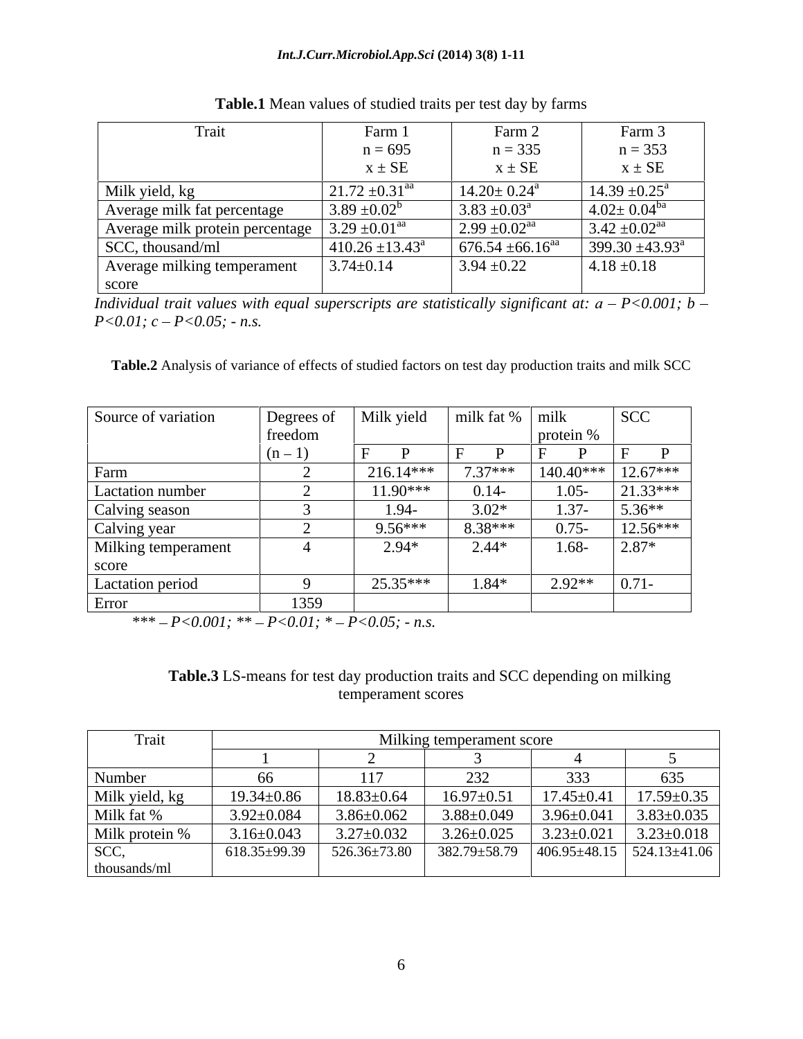**Table.1** Mean values of studied traits per test day by farms

| Trait | Farm 1 n = 695 x ± SE | Farm 2 n = 335 x ± SE | Farm 3 n = 353 x ± SE |
|---|---|---|---|
| Milk yield, kg | 21.72 ±0.31[aa] | 14.20± 0.24[a] | 14.39 ±0.25[a] |
| Average milk fat percentage | 3.89 ±0.02[b] | 3.83 ±0.03[a] | 4.02± 0.04[ba] |
| Average milk protein percentage | 3.29 ±0.01[aa] | 2.99 ±0.02[aa] | 3.42 ±0.02[aa] |
| SCC, thousand/ml | 410.26 ±13.43[a] | 676.54 ±66.16[aa] | 399.30 ±43.93[a] |
| Average milking temperament score | 3.74±0.14 | 3.94 ±0.22 | 4.18 ±0.18 |

*Individual trait values with equal superscripts are statistically significant at: a – P<0.001; b – P<0.01; c – P<0.05; - n.s.*

**Table.2** Analysis of variance of effects of studied factors on test day production traits and milk SCC

| Source of variation | Degrees of freedom (n – 1) | Milk yield F P | milk fat % F P | milk protein % F P | SCC F P |
|---|---|---|---|---|---|
| Farm | 2 | 216.14*** | 7.37*** | 140.40*** | 12.67*** |
| Lactation number | 2 | 11.90*** | 0.14- | 1.05- | 21.33*** |
| Calving season | 3 | 1.94- | 3.02* | 1.37- | 5.36** |
| Calving year | 2 | 9.56*** | 8.38*** | 0.75- | 12.56*** |
| Milking temperament score | 4 | 2.94* | 2.44* | 1.68- | 2.87* |
| Lactation period | 9 | 25.35*** | 1.84* | 2.92** | 0.71- |
| Error | 1359 | | | | |

*\*\*\* – P<0.001; \*\* – P<0.01; \* – P<0.05; - n.s.*

**Table.3** LS-means for test day production traits and SCC depending on milking temperament scores

| Trait | Milking temperament score | | | | |
|---|---|---|---|---|---|
| | 1 | 2 | 3 | 4 | 5 |
| Number | 66 | 117 | 232 | 333 | 635 |
| Milk yield, kg | 19.34±0.86 | 18.83±0.64 | 16.97±0.51 | 17.45±0.41 | 17.59±0.35 |
| Milk fat % | 3.92±0.084 | 3.86±0.062 | 3.88±0.049 | 3.96±0.041 | 3.83±0.035 |
| Milk protein % | 3.16±0.043 | 3.27±0.032 | 3.26±0.025 | 3.23±0.021 | 3.23±0.018 |
| SCC, thousands/ml | 618.35±99.39 | 526.36±73.80 | 382.79±58.79 | 406.95±48.15 | 524.13±41.06 |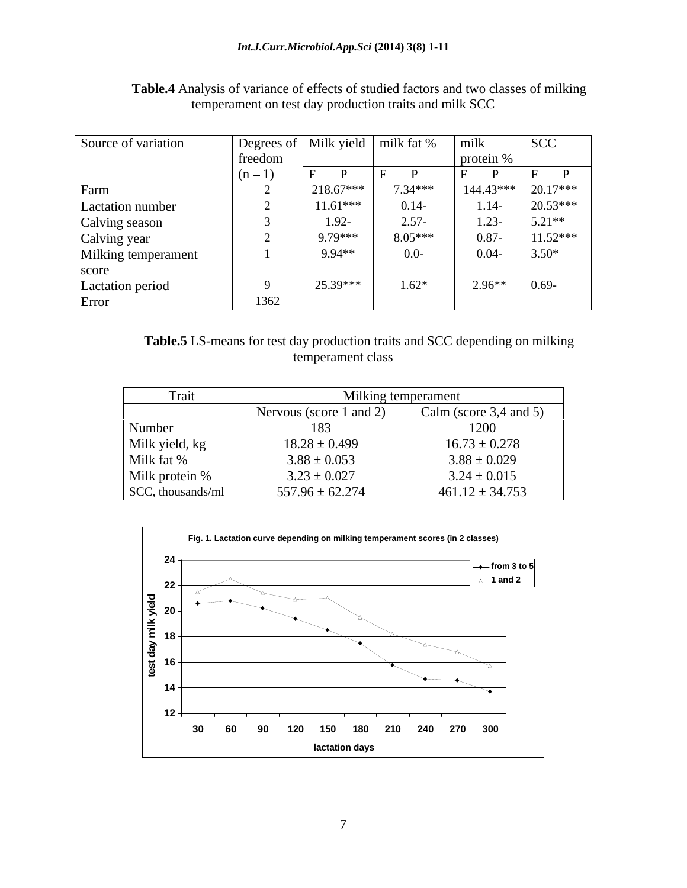**Table.4** Analysis of variance of effects of studied factors and two classes of milking temperament on test day production traits and milk SCC

| Source of variation | Degrees of freedom (n – 1) | Milk yield | milk fat % | milk protein % | SCC |
|---|---|---|---|---|---|
| | | F P | F P | F P | F P |
| Farm | 2 | 218.67*** | 7.34*** | 144.43*** | 20.17*** |
| Lactation number | 2 | 11.61*** | 0.14- | 1.14- | 20.53*** |
| Calving season | 3 | 1.92- | 2.57- | 1.23- | 5.21** |
| Calving year | 2 | 9.79*** | 8.05*** | 0.87- | 11.52*** |
| Milking temperament score | 1 | 9.94** | 0.0- | 0.04- | 3.50* |
| Lactation period | 9 | 25.39*** | 1.62* | 2.96** | 0.69- |
| Error | 1362 | | | | |

**Table.5** LS-means for test day production traits and SCC depending on milking temperament class

| Trait | Milking temperament | |
|---|---|---|
| | Nervous (score 1 and 2) | Calm (score 3,4 and 5) |
| Number | 183 | 1200 |
| Milk yield, kg | 18.28 ± 0.499 | 16.73 ± 0.278 |
| Milk fat % | 3.88 ± 0.053 | 3.88 ± 0.029 |
| Milk protein % | 3.23 ± 0.027 | 3.24 ± 0.015 |
| SCC, thousands/ml | 557.96 ± 62.274 | 461.12 ± 34.753 |

**Fig. 1.** Lactation curve depending on milking temperament scores (in 2 classes)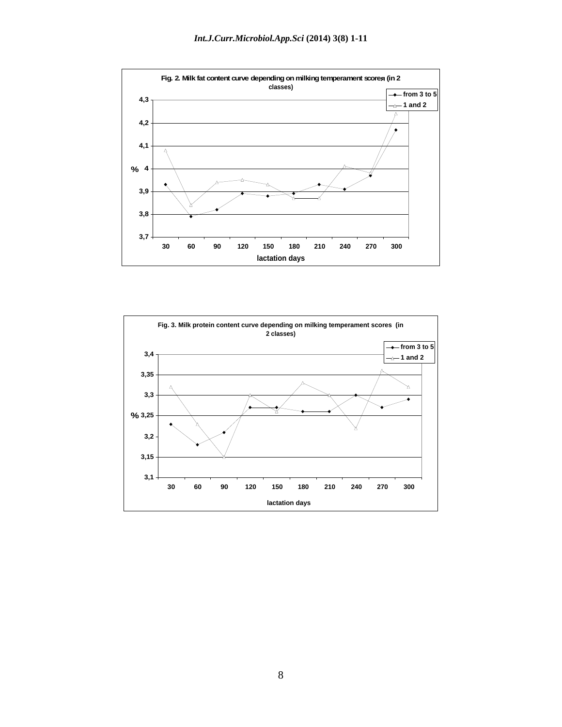Fig. 2. Milk fat content curve depending on milking temperament scoresя (in 2 classes)

Fig. 3. Milk protein content curve depending on milking temperament scores (in 2 classes)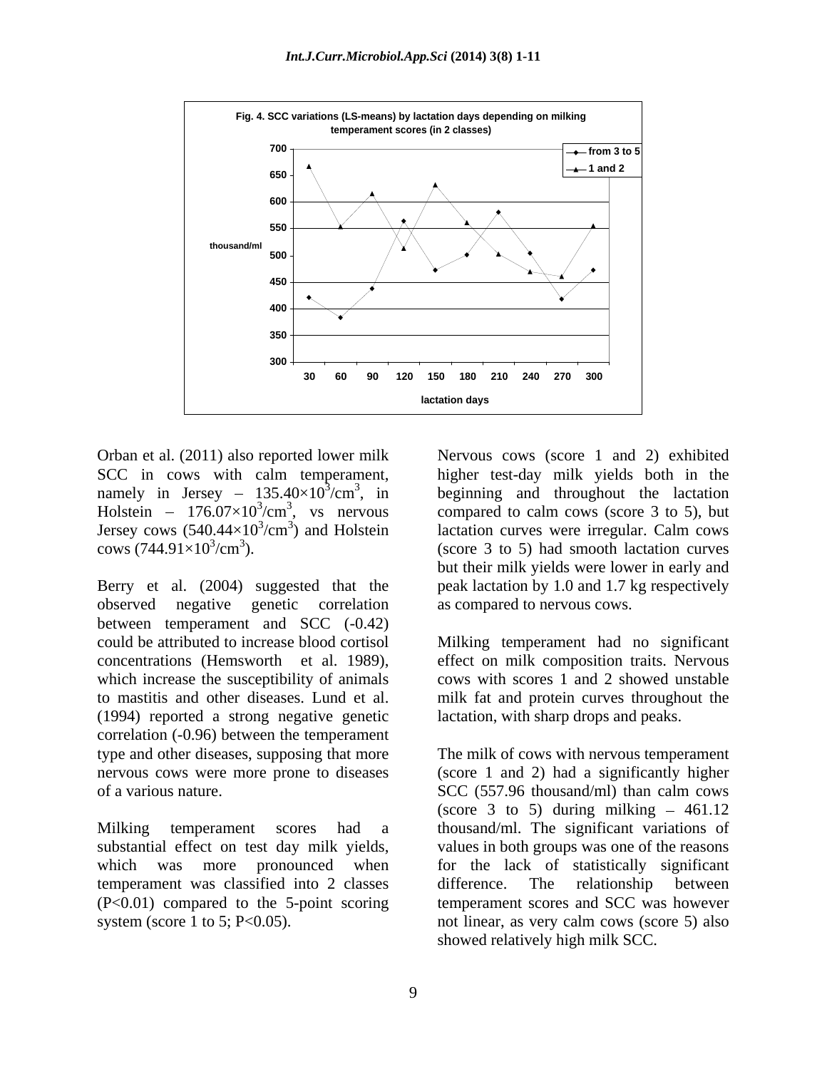Fig. 4. SCC variations (LS-means) by lactation days depending on milking temperament scores (in 2 classes)

Orban et al. (2011) also reported lower milk SCC in cows with calm temperament, namely in Jersey – $135.40 \times 10^3/cm^3$, in Holstein – $176.07 \times 10^3/cm^3$, vs nervous Jersey cows ($540.44 \times 10^3/cm^3$) and Holstein cows ($744.91 \times 10^3/cm^3$).

Berry et al. (2004) suggested that the observed negative genetic correlation between temperament and SCC (-0.42) could be attributed to increase blood cortisol concentrations (Hemsworth et al. 1989), which increase the susceptibility of animals to mastitis and other diseases. Lund et al. (1994) reported a strong negative genetic correlation (-0.96) between the temperament type and other diseases, supposing that more nervous cows were more prone to diseases of a various nature.

Milking temperament scores had a substantial effect on test day milk yields, which was more pronounced when temperament was classified into 2 classes ($P<0.01$) compared to the 5-point scoring system (score 1 to 5; $P<0.05$).

Nervous cows (score 1 and 2) exhibited higher test-day milk yields both in the beginning and throughout the lactation compared to calm cows (score 3 to 5), but lactation curves were irregular. Calm cows (score 3 to 5) had smooth lactation curves but their milk yields were lower in early and peak lactation by 1.0 and 1.7 kg respectively as compared to nervous cows.

Milking temperament had no significant effect on milk composition traits. Nervous cows with scores 1 and 2 showed unstable milk fat and protein curves throughout the lactation, with sharp drops and peaks.

The milk of cows with nervous temperament (score 1 and 2) had a significantly higher SCC (557.96 thousand/ml) than calm cows (score 3 to 5) during milking – 461.12 thousand/ml. The significant variations of values in both groups was one of the reasons for the lack of statistically significant difference. The relationship between temperament scores and SCC was however not linear, as very calm cows (score 5) also showed relatively high milk SCC.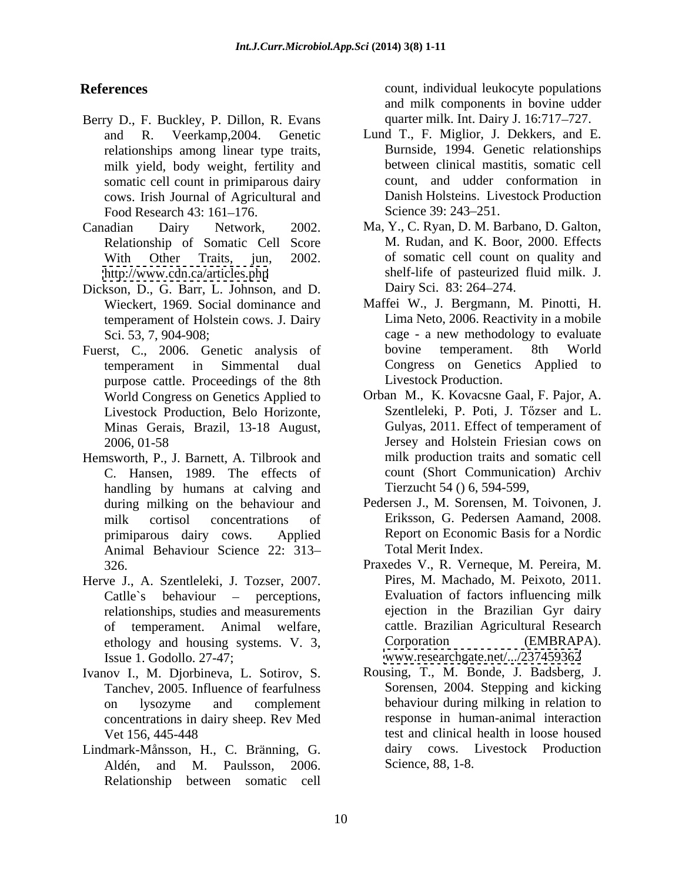## References

Berry D., F. Buckley, P. Dillon, R. Evans and R. Veerkamp,2004. Genetic relationships among linear type traits, milk yield, body weight, fertility and somatic cell count in primiparous dairy cows. Irish Journal of Agricultural and Food Research 43: 161–176.

Canadian Dairy Network, 2002. Relationship of Somatic Cell Score With Other Traits, jun, 2002. http://www.cdn.ca/articles.php

Dickson, D., G. Barr, L. Johnson, and D. Wieckert, 1969. Social dominance and temperament of Holstein cows. J. Dairy Sci. 53, 7, 904-908;

Fuerst, C., 2006. Genetic analysis of temperament in Simmental dual purpose cattle. Proceedings of the 8th World Congress on Genetics Applied to Livestock Production, Belo Horizonte, Minas Gerais, Brazil, 13-18 August, 2006, 01-58

Hemsworth, P., J. Barnett, A. Tilbrook and C. Hansen, 1989. The effects of handling by humans at calving and during milking on the behaviour and milk cortisol concentrations of primiparous dairy cows. Applied Animal Behaviour Science 22: 313–326.

Herve J., A. Szentleleki, J. Tozser, 2007. Catlle`s behaviour – perceptions, relationships, studies and measurements of temperament. Animal welfare, ethology and housing systems. V. 3, Issue 1. Godollo. 27-47;

Ivanov I., M. Djorbineva, L. Sotirov, S. Tanchev, 2005. Influence of fearfulness on lysozyme and complement concentrations in dairy sheep. Rev Med Vet 156, 445-448

Lindmark-Månsson, H., C. Bränning, G. Aldén, and M. Paulsson, 2006. Relationship between somatic cell count, individual leukocyte populations and milk components in bovine udder quarter milk. Int. Dairy J. 16:717–727.

Lund T., F. Miglior, J. Dekkers, and E. Burnside, 1994. Genetic relationships between clinical mastitis, somatic cell count, and udder conformation in Danish Holsteins. Livestock Production Science 39: 243–251.

Ma, Y., C. Ryan, D. M. Barbano, D. Galton, M. Rudan, and K. Boor, 2000. Effects of somatic cell count on quality and shelf-life of pasteurized fluid milk. J. Dairy Sci. 83: 264–274.

Maffei W., J. Bergmann, M. Pinotti, H. Lima Neto, 2006. Reactivity in a mobile cage - a new methodology to evaluate bovine temperament. 8th World Congress on Genetics Applied to Livestock Production.

Orban M., K. Kovacsne Gaal, F. Pajor, A. Szentleleki, P. Poti, J. Tőzser and L. Gulyas, 2011. Effect of temperament of Jersey and Holstein Friesian cows on milk production traits and somatic cell count (Short Communication) Archiv Tierzucht 54 () 6, 594-599,

Pedersen J., M. Sorensen, M. Toivonen, J. Eriksson, G. Pedersen Aamand, 2008. Report on Economic Basis for a Nordic Total Merit Index.

Praxedes V., R. Verneque, M. Pereira, M. Pires, M. Machado, M. Peixoto, 2011. Evaluation of factors influencing milk ejection in the Brazilian Gyr dairy cattle. Brazilian Agricultural Research Corporation (EMBRAPA). www.researchgate.net/.../237459362

Rousing, T., M. Bonde, J. Badsberg, J. Sorensen, 2004. Stepping and kicking behaviour during milking in relation to response in human-animal interaction test and clinical health in loose housed dairy cows. Livestock Production Science, 88, 1-8.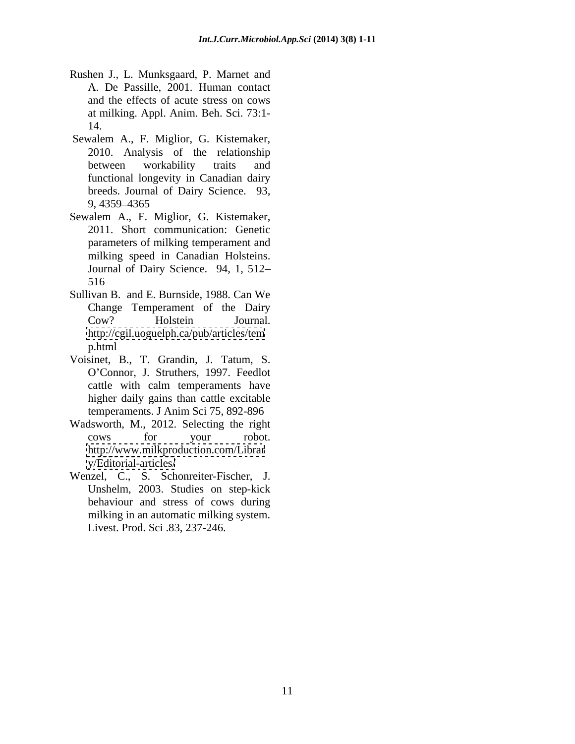Rushen J., L. Munksgaard, P. Marnet and A. De Passille, 2001. Human contact and the effects of acute stress on cows at milking. Appl. Anim. Beh. Sci. 73:1-14.

Sewalem A., F. Miglior, G. Kistemaker, 2010. Analysis of the relationship between workability traits and functional longevity in Canadian dairy breeds. Journal of Dairy Science. 93, 9, 4359–4365

Sewalem A., F. Miglior, G. Kistemaker, 2011. Short communication: Genetic parameters of milking temperament and milking speed in Canadian Holsteins. Journal of Dairy Science. 94, 1, 512–516

Sullivan B. and E. Burnside, 1988. Can We Change Temperament of the Dairy Cow? Holstein Journal. http://cgil.uoguelph.ca/pub/articles/temp.html

Voisinet, B., T. Grandin, J. Tatum, S. O'Connor, J. Struthers, 1997. Feedlot cattle with calm temperaments have higher daily gains than cattle excitable temperaments. J Anim Sci 75, 892-896

Wadsworth, M., 2012. Selecting the right cows for your robot. http://www.milkproduction.com/Library/Editorial-articles/

Wenzel, C., S. Schonreiter-Fischer, J. Unshelm, 2003. Studies on step-kick behaviour and stress of cows during milking in an automatic milking system. Livest. Prod. Sci .83, 237-246.